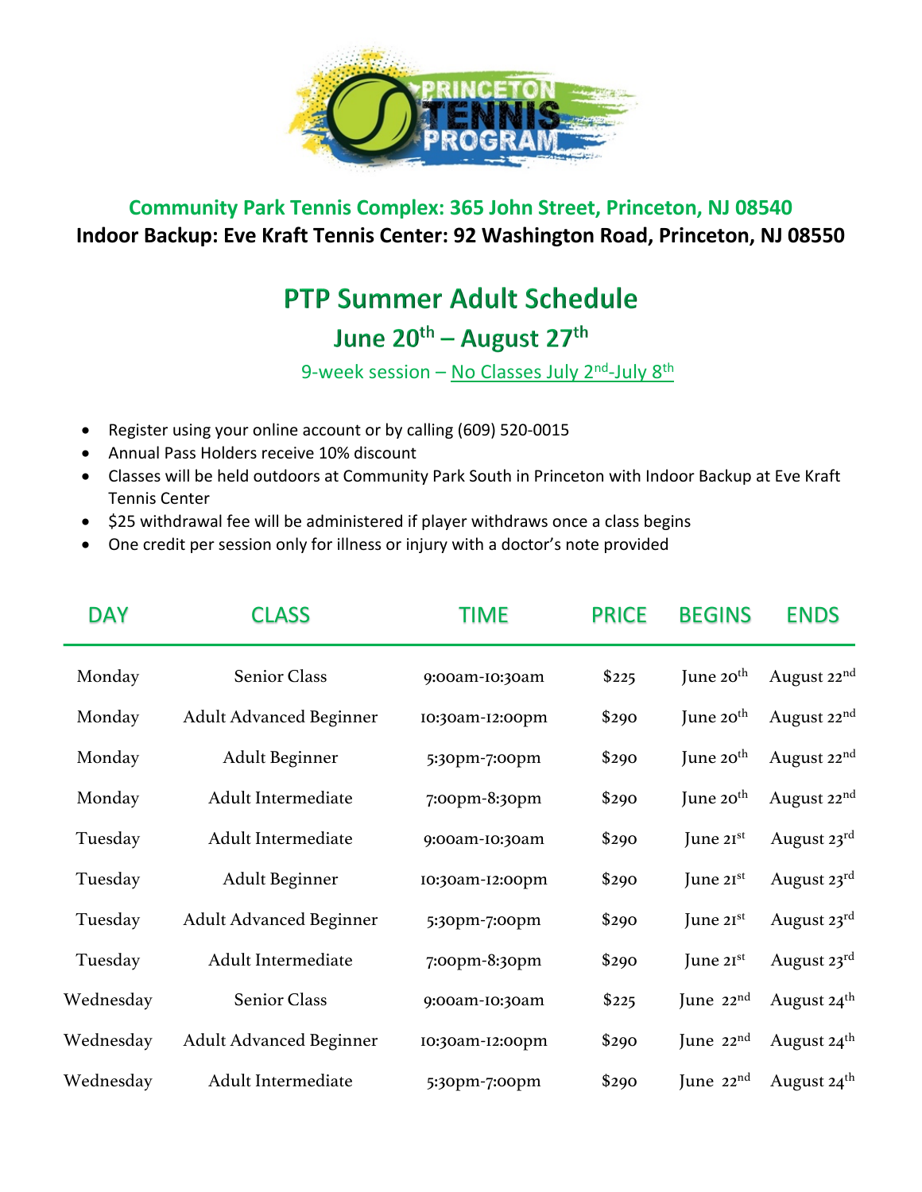**Community Park Tennis Complex: 365 John Street, Princeton, NJ 08540**

**Indoor Backup: Eve Kraft Tennis Center: 92 Washington Road, Princeton, NJ 08550**

# PTP Summer Adult Schedule

## June 20th – August 27th

9-week session – No Classes July 2nd-July 8th

- Register using your online account or by calling (609) 520-0015
- Annual Pass Holders receive 10% discount
- Classes will be held outdoors at Community Park South in Princeton with Indoor Backup at Eve Kraft Tennis Center
- $25 withdrawal fee will be administered if player withdraws once a class begins
- One credit per session only for illness or injury with a doctor's note provided

| DAY | CLASS | TIME | PRICE | BEGINS | ENDS |
|---|---|---|---|---|---|
| Monday | Senior Class | 9:00am-10:30am | $225 | June 20th | August 22nd |
| Monday | Adult Advanced Beginner | 10:30am-12:00pm | $290 | June 20th | August 22nd |
| Monday | Adult Beginner | 5:30pm-7:00pm | $290 | June 20th | August 22nd |
| Monday | Adult Intermediate | 7:00pm-8:30pm | $290 | June 20th | August 22nd |
| Tuesday | Adult Intermediate | 9:00am-10:30am | $290 | June 21st | August 23rd |
| Tuesday | Adult Beginner | 10:30am-12:00pm | $290 | June 21st | August 23rd |
| Tuesday | Adult Advanced Beginner | 5:30pm-7:00pm | $290 | June 21st | August 23rd |
| Tuesday | Adult Intermediate | 7:00pm-8:30pm | $290 | June 21st | August 23rd |
| Wednesday | Senior Class | 9:00am-10:30am | $225 | June 22nd | August 24th |
| Wednesday | Adult Advanced Beginner | 10:30am-12:00pm | $290 | June 22nd | August 24th |
| Wednesday | Adult Intermediate | 5:30pm-7:00pm | $290 | June 22nd | August 24th |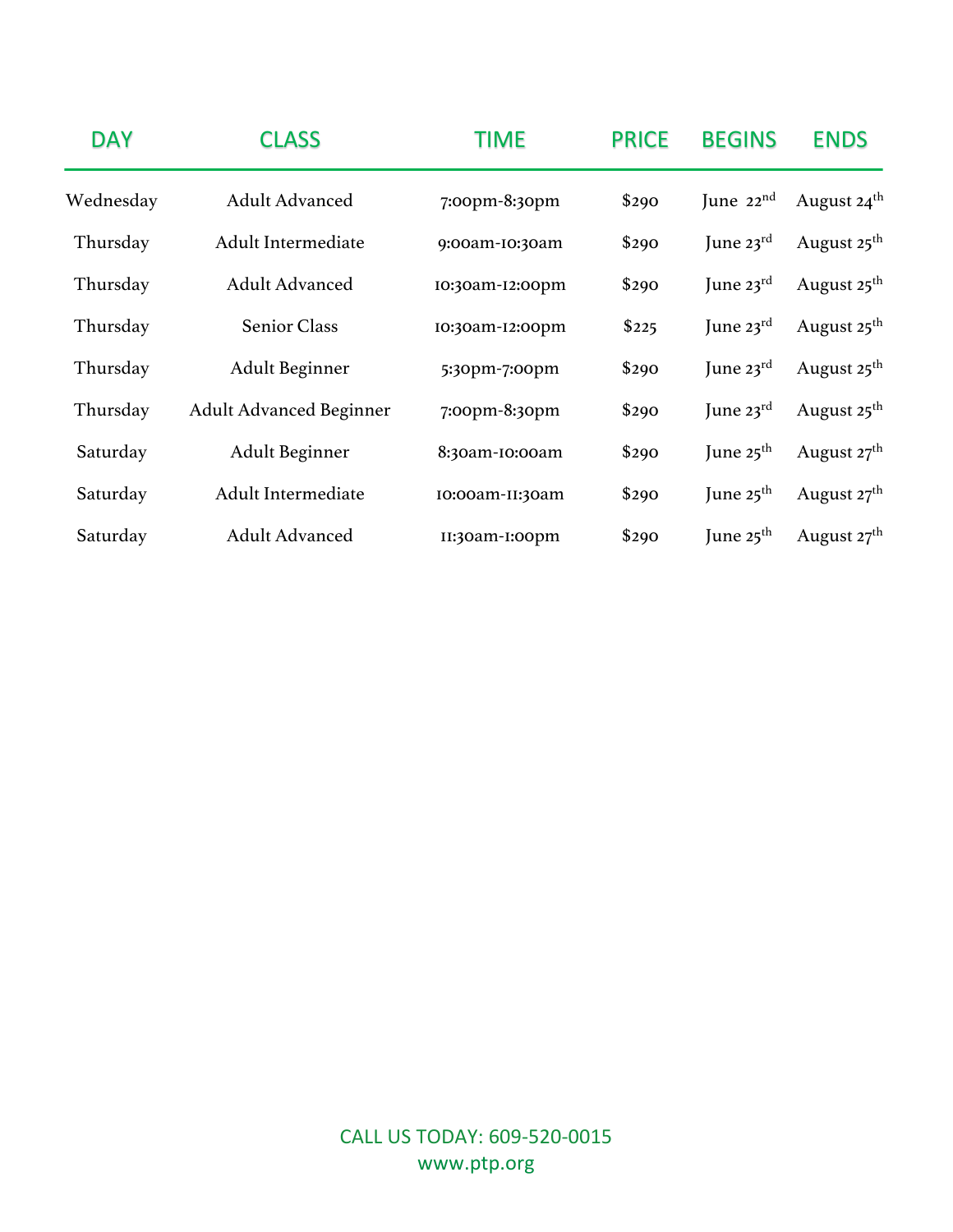| DAY | CLASS | TIME | PRICE | BEGINS | ENDS |
|---|---|---|---|---|---|
| Wednesday | Adult Advanced | 7:00pm-8:30pm | $290 | June 22nd | August 24th |
| Thursday | Adult Intermediate | 9:00am-10:30am | $290 | June 23rd | August 25th |
| Thursday | Adult Advanced | 10:30am-12:00pm | $290 | June 23rd | August 25th |
| Thursday | Senior Class | 10:30am-12:00pm | $225 | June 23rd | August 25th |
| Thursday | Adult Beginner | 5:30pm-7:00pm | $290 | June 23rd | August 25th |
| Thursday | Adult Advanced Beginner | 7:00pm-8:30pm | $290 | June 23rd | August 25th |
| Saturday | Adult Beginner | 8:30am-10:00am | $290 | June 25th | August 27th |
| Saturday | Adult Intermediate | 10:00am-11:30am | $290 | June 25th | August 27th |
| Saturday | Adult Advanced | 11:30am-1:00pm | $290 | June 25th | August 27th |

CALL US TODAY: 609-520-0015

www.ptp.org